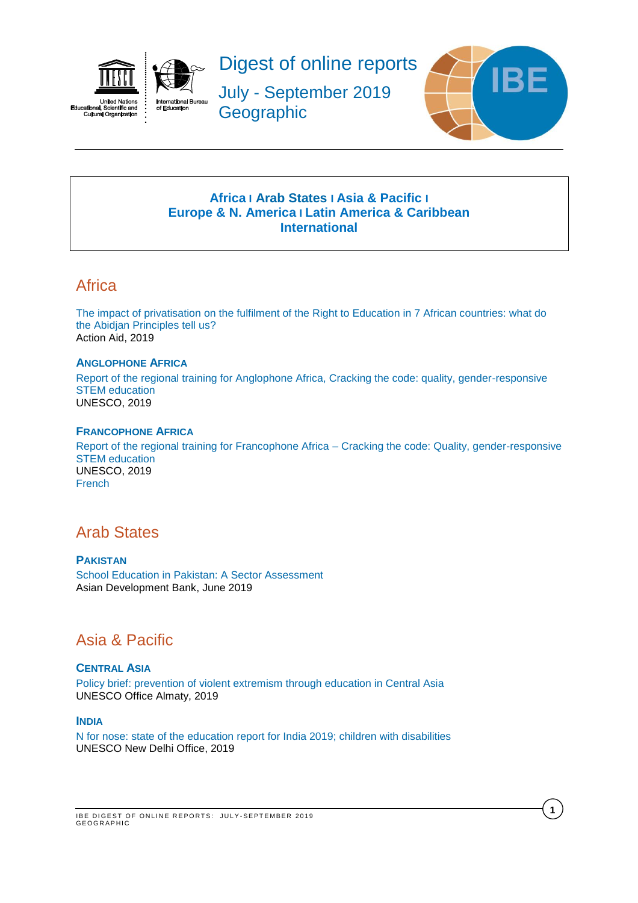# Digest of online reports

July - September 2019

Geographic

**Africa | Arab States | Asia & Pacific |**
**Europe & N. America | Latin America & Caribbean**
**International**

## Africa

The impact of privatisation on the fulfilment of the Right to Education in 7 African countries: what do the Abidjan Principles tell us?
Action Aid, 2019

### ANGLOPHONE AFRICA

Report of the regional training for Anglophone Africa, Cracking the code: quality, gender-responsive STEM education
UNESCO, 2019

### FRANCOPHONE AFRICA

Report of the regional training for Francophone Africa – Cracking the code: Quality, gender-responsive STEM education
UNESCO, 2019
French

## Arab States

### PAKISTAN

School Education in Pakistan: A Sector Assessment
Asian Development Bank, June 2019

## Asia & Pacific

### CENTRAL ASIA

Policy brief: prevention of violent extremism through education in Central Asia
UNESCO Office Almaty, 2019

### INDIA

N for nose: state of the education report for India 2019; children with disabilities
UNESCO New Delhi Office, 2019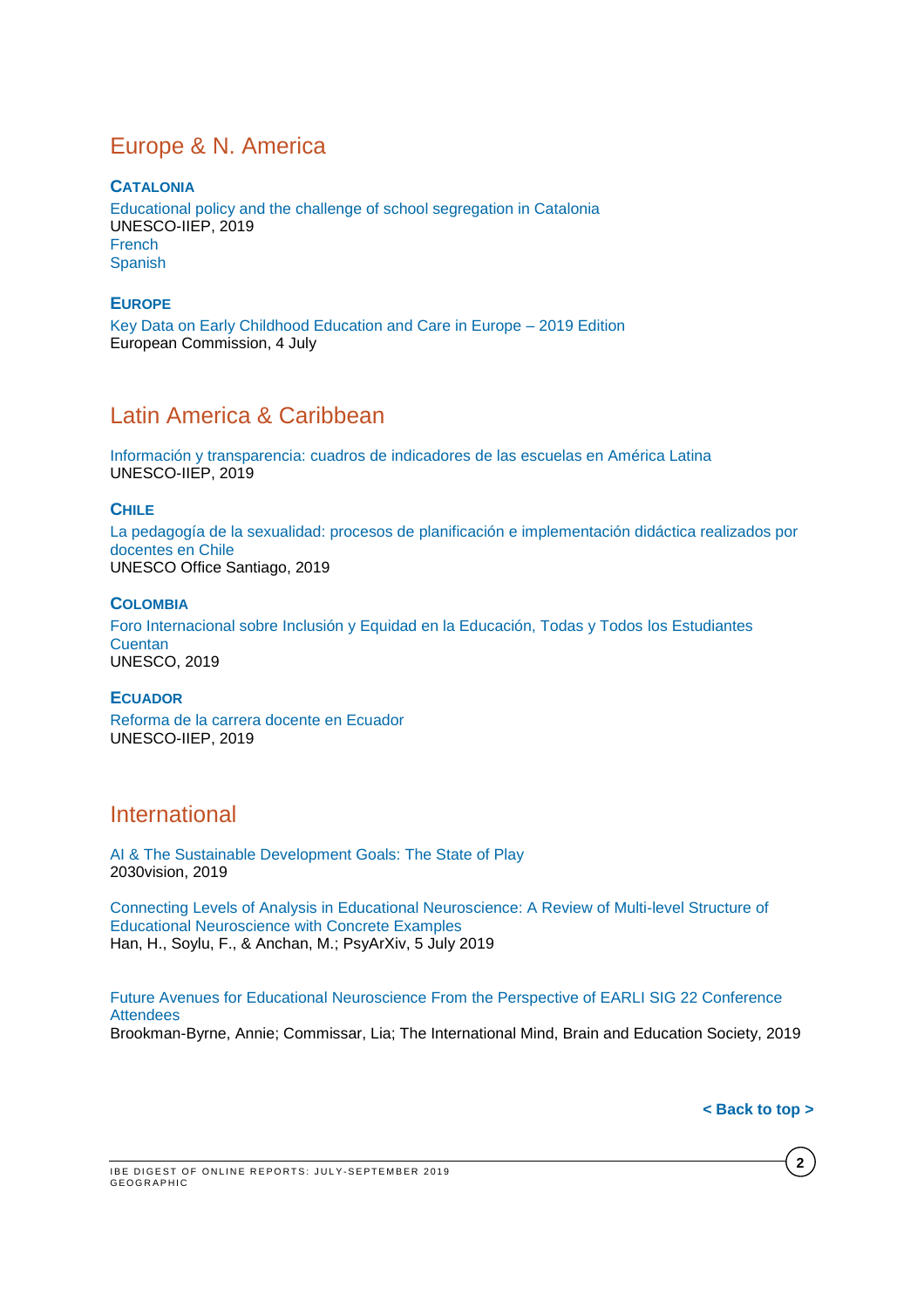## Europe & N. America

### Catalonia

Educational policy and the challenge of school segregation in Catalonia
UNESCO-IIEP, 2019
French
Spanish

### Europe

Key Data on Early Childhood Education and Care in Europe – 2019 Edition
European Commission, 4 July

## Latin America & Caribbean

Información y transparencia: cuadros de indicadores de las escuelas en América Latina
UNESCO-IIEP, 2019

### Chile

La pedagogía de la sexualidad: procesos de planificación e implementación didáctica realizados por docentes en Chile
UNESCO Office Santiago, 2019

### Colombia

Foro Internacional sobre Inclusión y Equidad en la Educación, Todas y Todos los Estudiantes Cuentan
UNESCO, 2019

### Ecuador

Reforma de la carrera docente en Ecuador
UNESCO-IIEP, 2019

## International

AI & The Sustainable Development Goals: The State of Play
2030vision, 2019

Connecting Levels of Analysis in Educational Neuroscience: A Review of Multi-level Structure of Educational Neuroscience with Concrete Examples
Han, H., Soylu, F., & Anchan, M.; PsyArXiv, 5 July 2019

Future Avenues for Educational Neuroscience From the Perspective of EARLI SIG 22 Conference Attendees
Brookman-Byrne, Annie; Commissar, Lia; The International Mind, Brain and Education Society, 2019

**< Back to top >**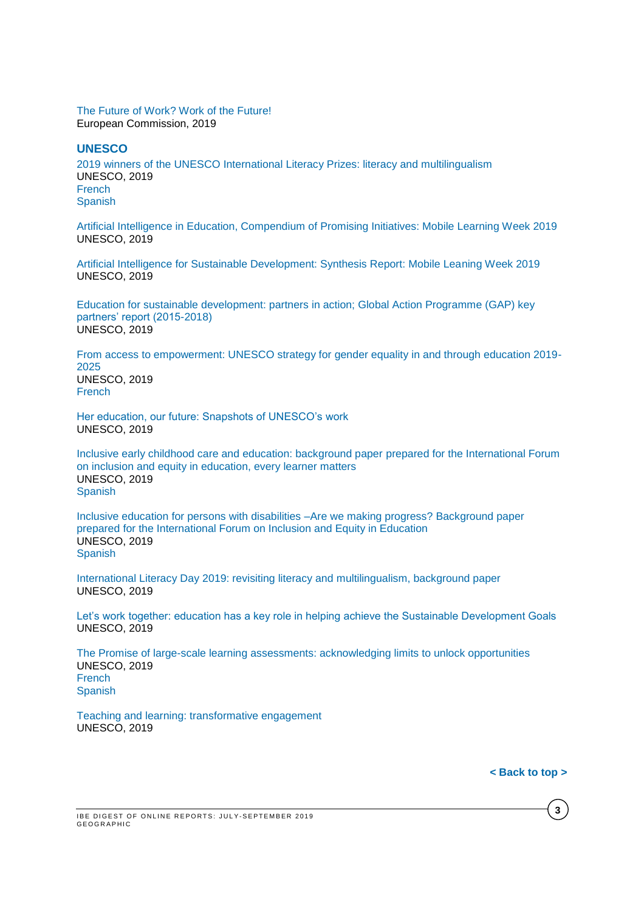The Future of Work? Work of the Future!
European Commission, 2019

## UNESCO

2019 winners of the UNESCO International Literacy Prizes: literacy and multilingualism
UNESCO, 2019
French
Spanish

Artificial Intelligence in Education, Compendium of Promising Initiatives: Mobile Learning Week 2019
UNESCO, 2019

Artificial Intelligence for Sustainable Development: Synthesis Report: Mobile Leaning Week 2019
UNESCO, 2019

Education for sustainable development: partners in action; Global Action Programme (GAP) key partners' report (2015-2018)
UNESCO, 2019

From access to empowerment: UNESCO strategy for gender equality in and through education 2019-2025
UNESCO, 2019
French

Her education, our future: Snapshots of UNESCO's work
UNESCO, 2019

Inclusive early childhood care and education: background paper prepared for the International Forum on inclusion and equity in education, every learner matters
UNESCO, 2019
Spanish

Inclusive education for persons with disabilities –Are we making progress? Background paper prepared for the International Forum on Inclusion and Equity in Education
UNESCO, 2019
Spanish

International Literacy Day 2019: revisiting literacy and multilingualism, background paper
UNESCO, 2019

Let's work together: education has a key role in helping achieve the Sustainable Development Goals
UNESCO, 2019

The Promise of large-scale learning assessments: acknowledging limits to unlock opportunities
UNESCO, 2019
French
Spanish

Teaching and learning: transformative engagement
UNESCO, 2019

**< Back to top >**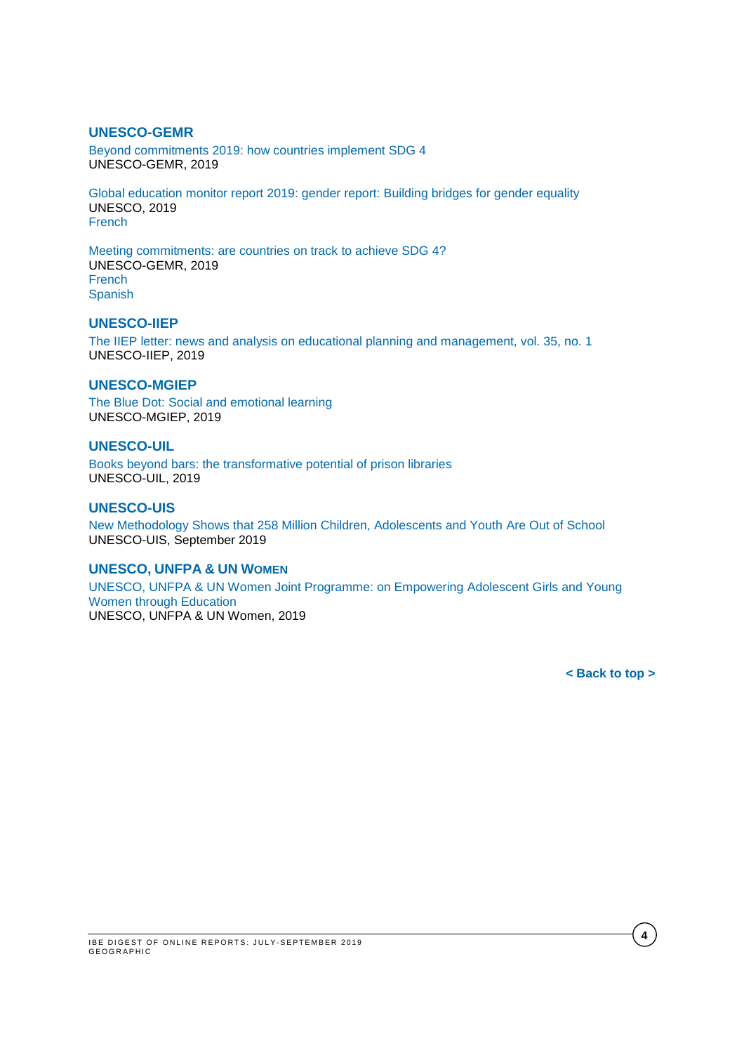### UNESCO-GEMR

Beyond commitments 2019: how countries implement SDG 4
UNESCO-GEMR, 2019

Global education monitor report 2019: gender report: Building bridges for gender equality
UNESCO, 2019
French

Meeting commitments: are countries on track to achieve SDG 4?
UNESCO-GEMR, 2019
French
Spanish

### UNESCO-IIEP

The IIEP letter: news and analysis on educational planning and management, vol. 35, no. 1
UNESCO-IIEP, 2019

### UNESCO-MGIEP

The Blue Dot: Social and emotional learning
UNESCO-MGIEP, 2019

### UNESCO-UIL

Books beyond bars: the transformative potential of prison libraries
UNESCO-UIL, 2019

### UNESCO-UIS

New Methodology Shows that 258 Million Children, Adolescents and Youth Are Out of School
UNESCO-UIS, September 2019

### UNESCO, UNFPA & UN Women

UNESCO, UNFPA & UN Women Joint Programme: on Empowering Adolescent Girls and Young Women through Education
UNESCO, UNFPA & UN Women, 2019

**< Back to top >**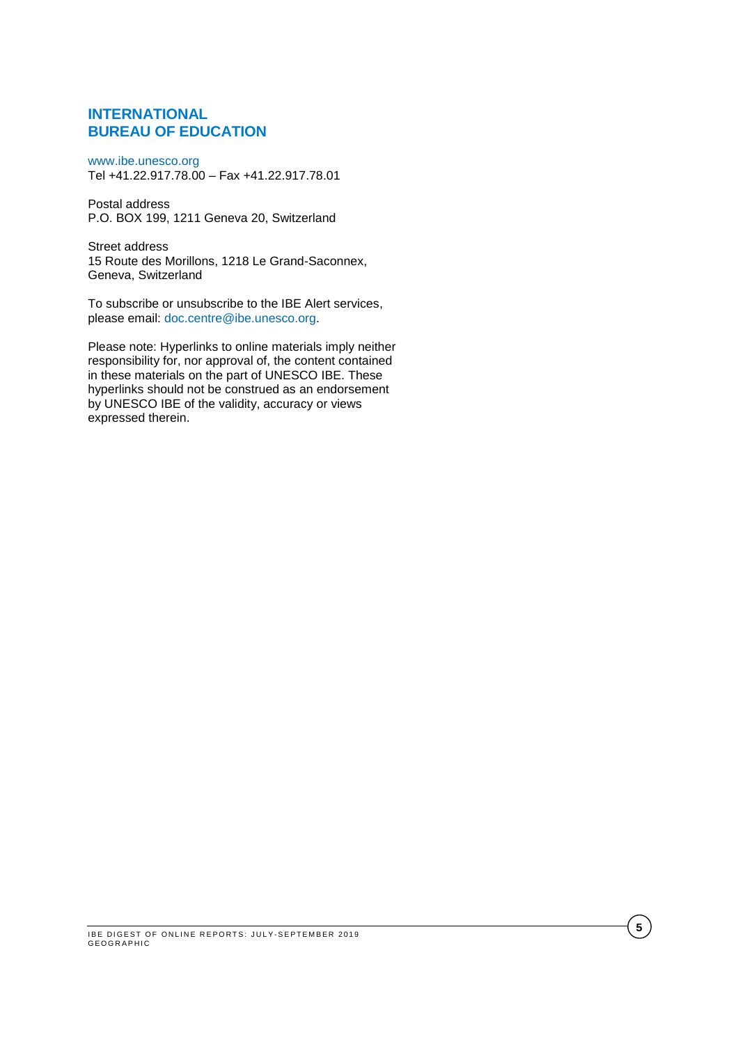# INTERNATIONAL BUREAU OF EDUCATION

www.ibe.unesco.org
Tel +41.22.917.78.00 – Fax +41.22.917.78.01

Postal address
P.O. BOX 199, 1211 Geneva 20, Switzerland

Street address
15 Route des Morillons, 1218 Le Grand-Saconnex, Geneva, Switzerland

To subscribe or unsubscribe to the IBE Alert services, please email: doc.centre@ibe.unesco.org.

Please note: Hyperlinks to online materials imply neither responsibility for, nor approval of, the content contained in these materials on the part of UNESCO IBE. These hyperlinks should not be construed as an endorsement by UNESCO IBE of the validity, accuracy or views expressed therein.